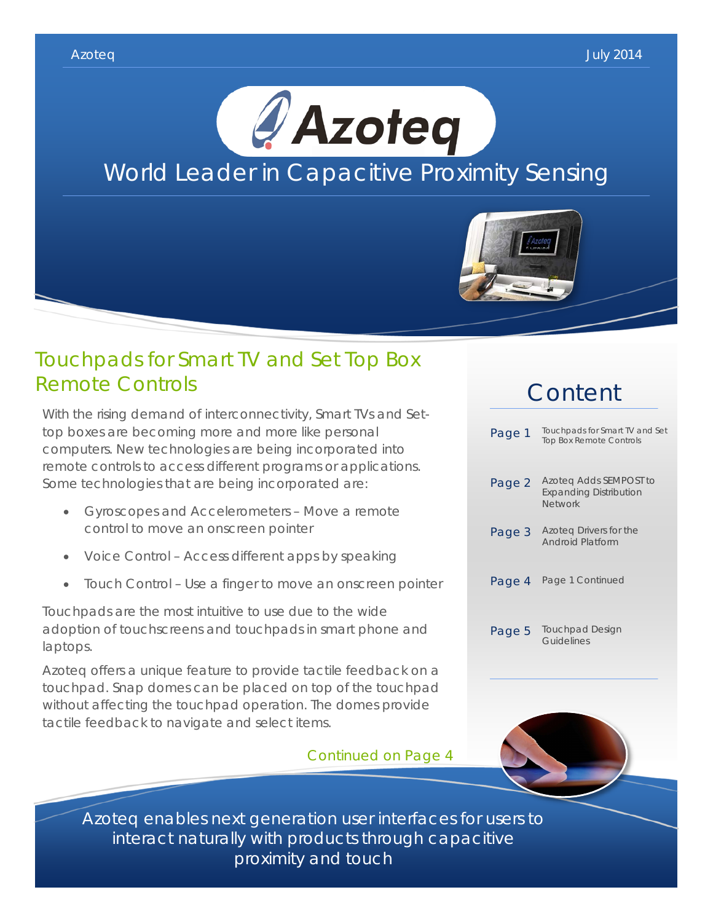Azoteq

July 2014

# Azoteq

World Leader in Capacitive Proximity Sensing

## Touchpads for Smart TV and Set Top Box Remote Controls

With the rising demand of interconnectivity, Smart TVs and Set-top boxes are becoming more and more like personal computers. New technologies are being incorporated into remote controls to access different programs or applications. Some technologies that are being incorporated are:

- Gyroscopes and Accelerometers – Move a remote control to move an onscreen pointer
- Voice Control – Access different apps by speaking
- Touch Control – Use a finger to move an onscreen pointer

Touchpads are the most intuitive to use due to the wide adoption of touchscreens and touchpads in smart phone and laptops.

Azoteq offers a unique feature to provide tactile feedback on a touchpad. Snap domes can be placed on top of the touchpad without affecting the touchpad operation. The domes provide tactile feedback to navigate and select items.

Continued on Page 4

## Content

| | |
|---|---|
| Page 1 | Touchpads for Smart TV and Set Top Box Remote Controls |
| Page 2 | Azoteq Adds SEMPOST to Expanding Distribution Network |
| Page 3 | Azoteq Drivers for the Android Platform |
| Page 4 | Page 1 Continued |
| Page 5 | Touchpad Design Guidelines |

Azoteq enables next generation user interfaces for users to interact naturally with products through capacitive proximity and touch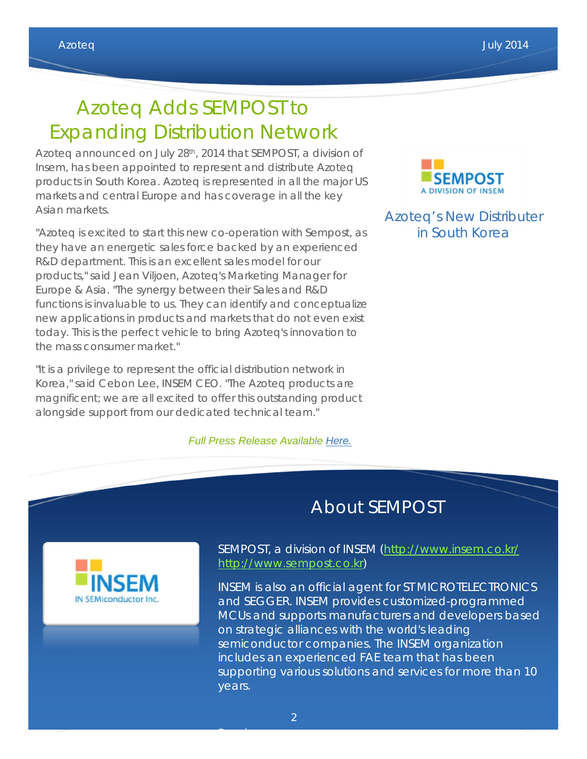# Azoteq Adds SEMPOST to Expanding Distribution Network

Azoteq announced on July 28th, 2014 that SEMPOST, a division of Insem, has been appointed to represent and distribute Azoteq products in South Korea. Azoteq is represented in all the major US markets and central Europe and has coverage in all the key Asian markets.

"Azoteq is excited to start this new co-operation with Sempost, as they have an energetic sales force backed by an experienced R&D department. This is an excellent sales model for our products," said Jean Viljoen, Azoteq's Marketing Manager for Europe & Asia. "The synergy between their Sales and R&D functions is invaluable to us. They can identify and conceptualize new applications in products and markets that do not even exist today. This is the perfect vehicle to bring Azoteq's innovation to the mass consumer market."

"It is a privilege to represent the official distribution network in Korea," said Cebon Lee, INSEM CEO. "The Azoteq products are magnificent; we are all excited to offer this outstanding product alongside support from our dedicated technical team."

*Full Press Release Available Here.*

Azoteq's New Distributer in South Korea

## About SEMPOST

SEMPOST, a division of INSEM (http://www.insem.co.kr/ http://www.sempost.co.kr)

INSEM is also an official agent for STMICROTELECTRONICS and SEGGER. INSEM provides customized-programmed MCUs and supports manufacturers and developers based on strategic alliances with the world's leading semiconductor companies. The INSEM organization includes an experienced FAE team that has been supporting various solutions and services for more than 10 years.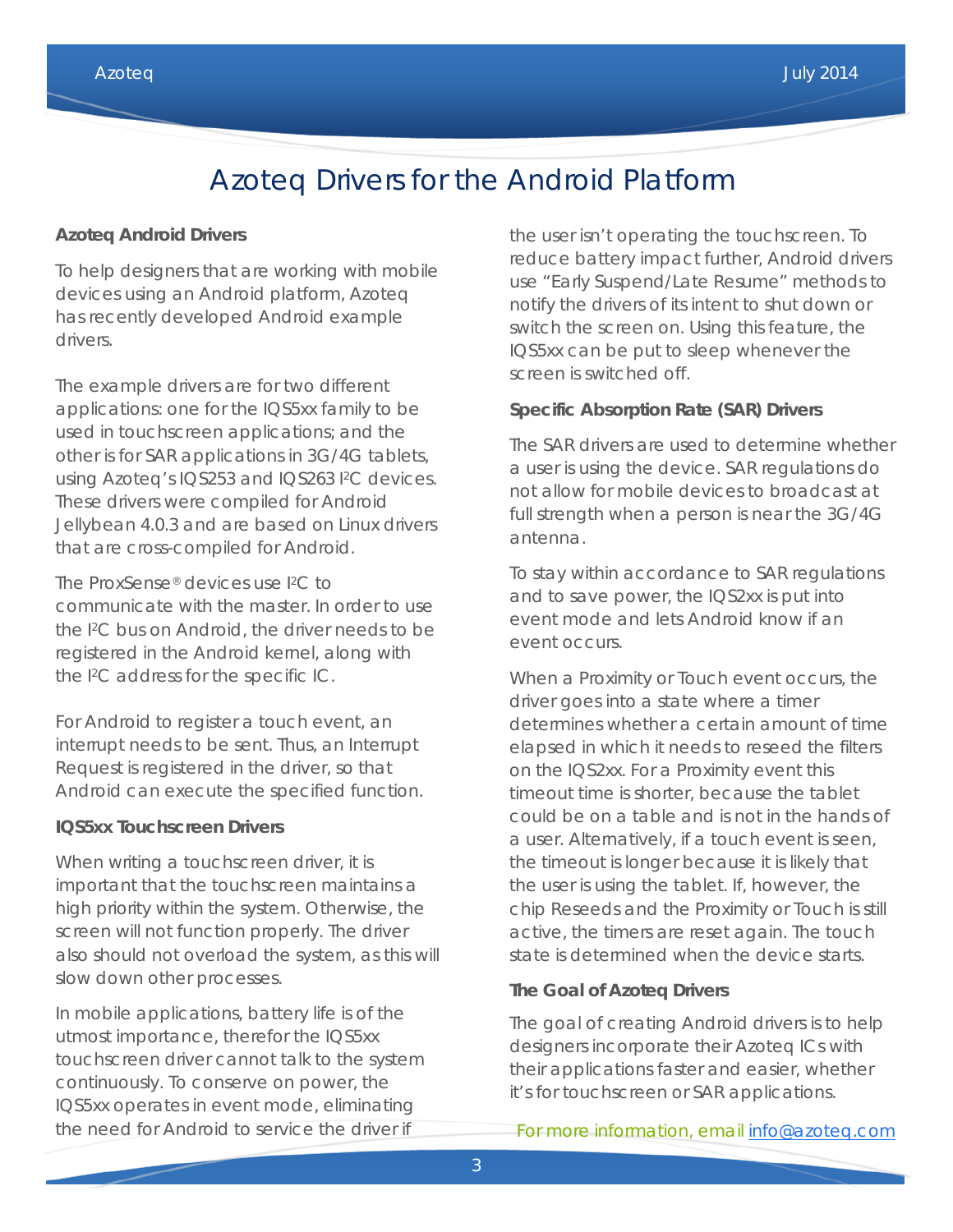# Azoteq Drivers for the Android Platform

**Azoteq Android Drivers**

To help designers that are working with mobile devices using an Android platform, Azoteq has recently developed Android example drivers.

The example drivers are for two different applications: one for the IQS5xx family to be used in touchscreen applications; and the other is for SAR applications in 3G/4G tablets, using Azoteq's IQS253 and IQS263 I²C devices. These drivers were compiled for Android Jellybean 4.0.3 and are based on Linux drivers that are cross-compiled for Android.

The ProxSense® devices use I²C to communicate with the master. In order to use the I²C bus on Android, the driver needs to be registered in the Android kernel, along with the I²C address for the specific IC.

For Android to register a touch event, an interrupt needs to be sent. Thus, an Interrupt Request is registered in the driver, so that Android can execute the specified function.

**IQS5xx Touchscreen Drivers**

When writing a touchscreen driver, it is important that the touchscreen maintains a high priority within the system. Otherwise, the screen will not function properly. The driver also should not overload the system, as this will slow down other processes.

In mobile applications, battery life is of the utmost importance, therefor the IQS5xx touchscreen driver cannot talk to the system continuously. To conserve on power, the IQS5xx operates in event mode, eliminating the need for Android to service the driver if the user isn't operating the touchscreen. To reduce battery impact further, Android drivers use "Early Suspend/Late Resume" methods to notify the drivers of its intent to shut down or switch the screen on. Using this feature, the IQS5xx can be put to sleep whenever the screen is switched off.

**Specific Absorption Rate (SAR) Drivers**

The SAR drivers are used to determine whether a user is using the device. SAR regulations do not allow for mobile devices to broadcast at full strength when a person is near the 3G/4G antenna.

To stay within accordance to SAR regulations and to save power, the IQS2xx is put into event mode and lets Android know if an event occurs.

When a Proximity or Touch event occurs, the driver goes into a state where a timer determines whether a certain amount of time elapsed in which it needs to reseed the filters on the IQS2xx. For a Proximity event this timeout time is shorter, because the tablet could be on a table and is not in the hands of a user. Alternatively, if a touch event is seen, the timeout is longer because it is likely that the user is using the tablet. If, however, the chip Reseeds and the Proximity or Touch is still active, the timers are reset again. The touch state is determined when the device starts.

**The Goal of Azoteq Drivers**

The goal of creating Android drivers is to help designers incorporate their Azoteq ICs with their applications faster and easier, whether it's for touchscreen or SAR applications.

For more information, email info@azoteq.com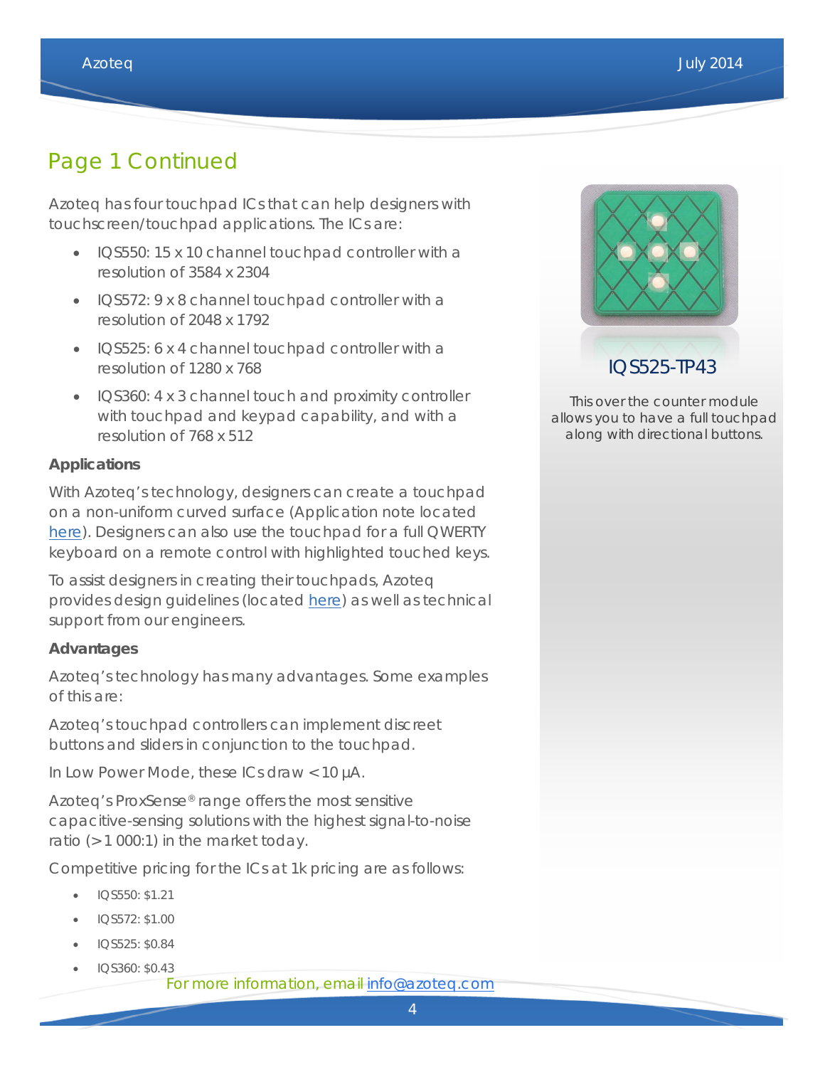## Page 1 Continued

Azoteq has four touchpad ICs that can help designers with touchscreen/touchpad applications. The ICs are:

- IQS550: 15 x 10 channel touchpad controller with a resolution of 3584 x 2304
- IQS572: 9 x 8 channel touchpad controller with a resolution of 2048 x 1792
- IQS525: 6 x 4 channel touchpad controller with a resolution of 1280 x 768
- IQS360: 4 x 3 channel touch and proximity controller with touchpad and keypad capability, and with a resolution of 768 x 512

**Applications**

With Azoteq's technology, designers can create a touchpad on a non-uniform curved surface (Application note located here). Designers can also use the touchpad for a full QWERTY keyboard on a remote control with highlighted touched keys.

To assist designers in creating their touchpads, Azoteq provides design guidelines (located here) as well as technical support from our engineers.

**Advantages**

Azoteq's technology has many advantages. Some examples of this are:

Azoteq's touchpad controllers can implement discreet buttons and sliders in conjunction to the touchpad.

In Low Power Mode, these ICs draw < 10 µA.

Azoteq's ProxSense® range offers the most sensitive capacitive-sensing solutions with the highest signal-to-noise ratio (>1 000:1) in the market today.

Competitive pricing for the ICs at 1k pricing are as follows:

- IQS550: $1.21
- IQS572: $1.00
- IQS525: $0.84
- IQS360: $0.43

For more information, email info@azoteq.com

IQS525-TP43

This over the counter module allows you to have a full touchpad along with directional buttons.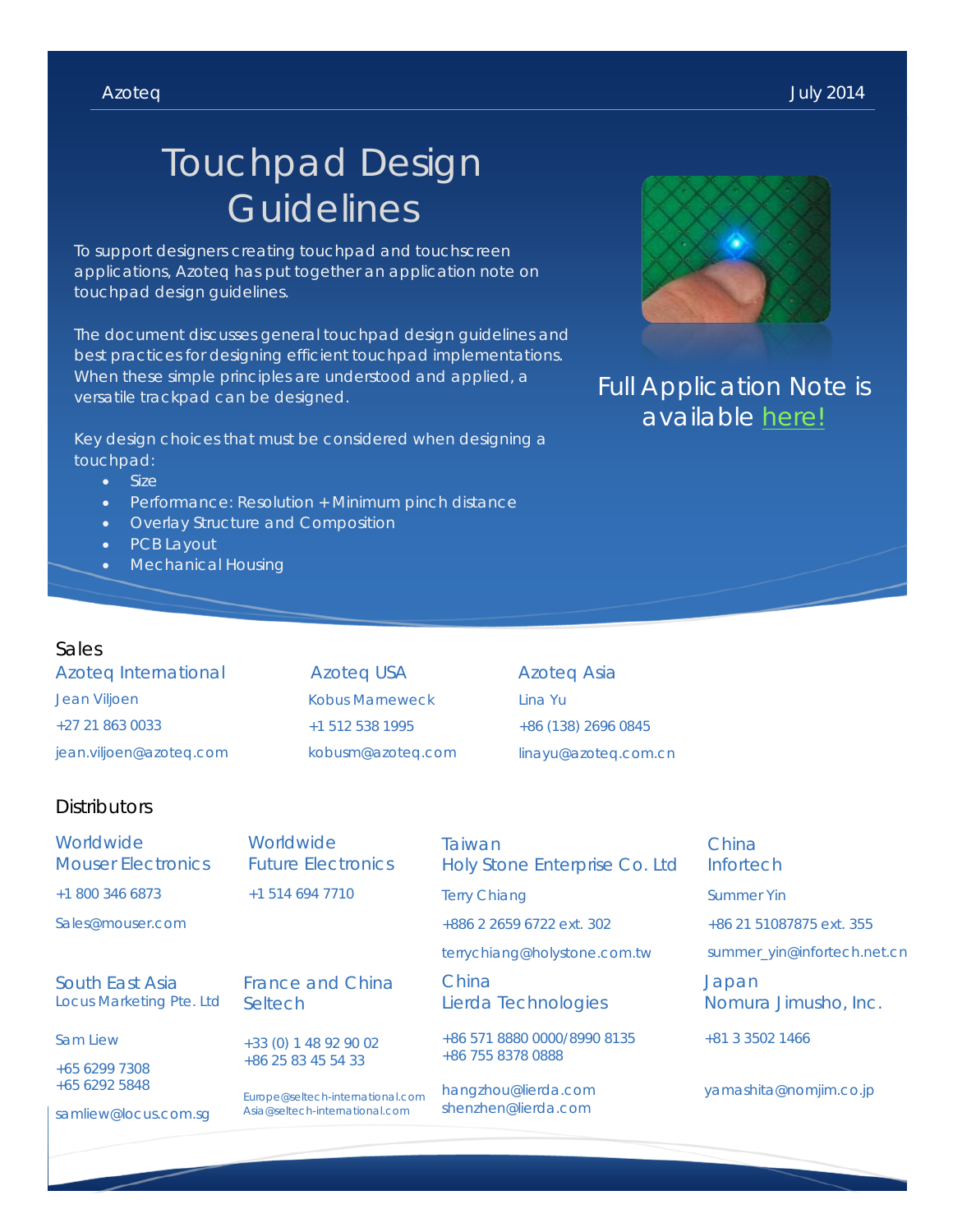Azoteq July 2014

# Touchpad Design Guidelines

To support designers creating touchpad and touchscreen applications, Azoteq has put together an application note on touchpad design guidelines.

The document discusses general touchpad design guidelines and best practices for designing efficient touchpad implementations. When these simple principles are understood and applied, a versatile trackpad can be designed.

Key design choices that must be considered when designing a touchpad:

- Size
- Performance: Resolution + Minimum pinch distance
- Overlay Structure and Composition
- PCB Layout
- Mechanical Housing

Full Application Note is available here!

## Sales

**Azoteq International**
Jean Viljoen
+27 21 863 0033
jean.viljoen@azoteq.com

**Azoteq USA**
Kobus Marneweck
+1 512 538 1995
kobusm@azoteq.com

**Azoteq Asia**
Lina Yu
+86 (138) 2696 0845
linayu@azoteq.com.cn

## Distributors

**Worldwide**
**Mouser Electronics**
+1 800 346 6873
Sales@mouser.com

**Worldwide**
**Future Electronics**
+1 514 694 7710

**Taiwan**
**Holy Stone Enterprise Co. Ltd**
Terry Chiang
+886 2 2659 6722 ext. 302
terrychiang@holystone.com.tw

**China**
**Infortech**
Summer Yin
+86 21 51087875 ext. 355
summer_yin@infortech.net.cn

**South East Asia**
**Locus Marketing Pte. Ltd**
Sam Liew
+65 6299 7308
+65 6292 5848
samliew@locus.com.sg

**France and China**
**Seltech**
+33 (0) 1 48 92 90 02
+86 25 83 45 54 33
Europe@seltech-international.com
Asia@seltech-international.com

**China**
**Lierda Technologies**
+86 571 8880 0000/8990 8135
+86 755 8378 0888
hangzhou@lierda.com
shenzhen@lierda.com

**Japan**
**Nomura Jimusho, Inc.**
+81 3 3502 1466
yamashita@nomjim.co.jp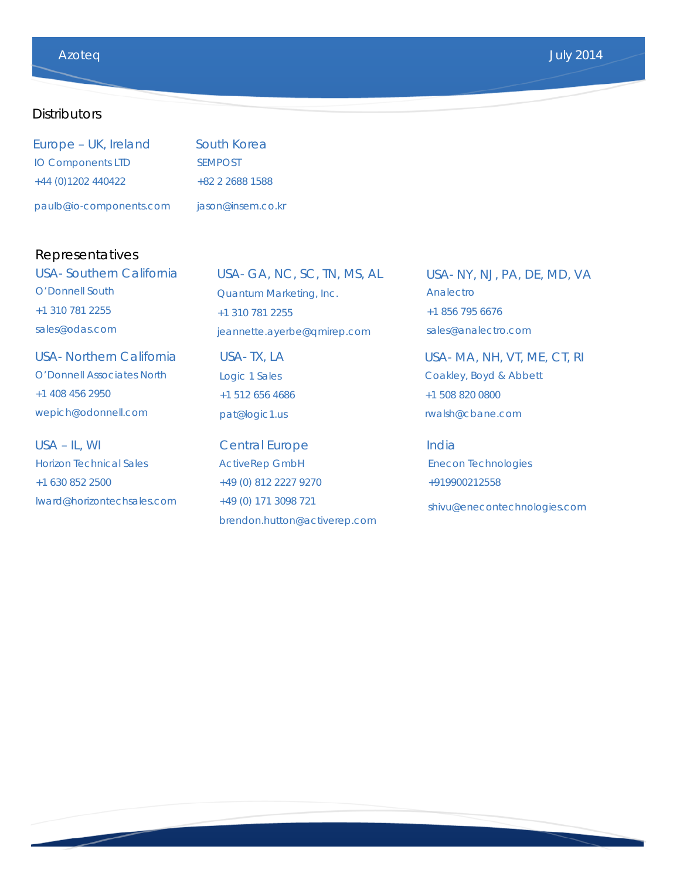## Distributors

### Europe – UK, Ireland
IO Components LTD
+44 (0)1202 440422
paulb@io-components.com

### South Korea
SEMPOST
+82 2 2688 1588
jason@insem.co.kr

## Representatives

### USA- Southern California
O'Donnell South
+1 310 781 2255
sales@odas.com

### USA- Northern California
O'Donnell Associates North
+1 408 456 2950
wepich@odonnell.com

### USA – IL, WI
Horizon Technical Sales
+1 630 852 2500
lward@horizontechsales.com

### USA- GA, NC, SC, TN, MS, AL
Quantum Marketing, Inc.
+1 310 781 2255
jeannette.ayerbe@qmirep.com

### USA- TX, LA
Logic 1 Sales
+1 512 656 4686
pat@logic1.us

### Central Europe
ActiveRep GmbH
+49 (0) 812 2227 9270
+49 (0) 171 3098 721
brendon.hutton@activerep.com

### USA- NY, NJ, PA, DE, MD, VA
Analectro
+1 856 795 6676
sales@analectro.com

### USA- MA, NH, VT, ME, CT, RI
Coakley, Boyd & Abbett
+1 508 820 0800
rwalsh@cbane.com

### India
Enecon Technologies
+919900212558
shivu@enecontechnologies.com